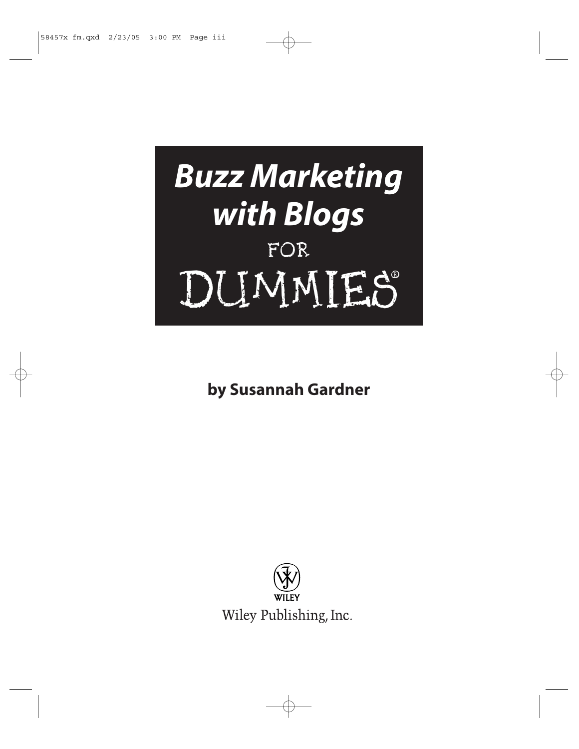# Buzz Marketing with Blogs FOR DUMMIES®

**by Susannah Gardner**

WILEY

Wiley Publishing, Inc.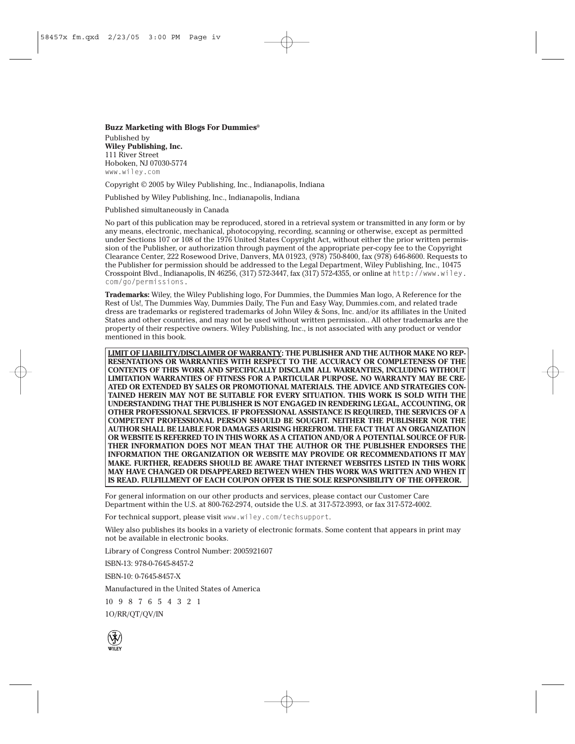**Buzz Marketing with Blogs For Dummies®**

Published by
**Wiley Publishing, Inc.**
111 River Street
Hoboken, NJ 07030-5774
www.wiley.com

Copyright © 2005 by Wiley Publishing, Inc., Indianapolis, Indiana

Published by Wiley Publishing, Inc., Indianapolis, Indiana

Published simultaneously in Canada

No part of this publication may be reproduced, stored in a retrieval system or transmitted in any form or by any means, electronic, mechanical, photocopying, recording, scanning or otherwise, except as permitted under Sections 107 or 108 of the 1976 United States Copyright Act, without either the prior written permission of the Publisher, or authorization through payment of the appropriate per-copy fee to the Copyright Clearance Center, 222 Rosewood Drive, Danvers, MA 01923, (978) 750-8400, fax (978) 646-8600. Requests to the Publisher for permission should be addressed to the Legal Department, Wiley Publishing, Inc., 10475 Crosspoint Blvd., Indianapolis, IN 46256, (317) 572-3447, fax (317) 572-4355, or online at http://www.wiley.com/go/permissions.

**Trademarks:** Wiley, the Wiley Publishing logo, For Dummies, the Dummies Man logo, A Reference for the Rest of Us!, The Dummies Way, Dummies Daily, The Fun and Easy Way, Dummies.com, and related trade dress are trademarks or registered trademarks of John Wiley & Sons, Inc. and/or its affiliates in the United States and other countries, and may not be used without written permission.. All other trademarks are the property of their respective owners. Wiley Publishing, Inc., is not associated with any product or vendor mentioned in this book.

**LIMIT OF LIABILITY/DISCLAIMER OF WARRANTY: THE PUBLISHER AND THE AUTHOR MAKE NO REPRESENTATIONS OR WARRANTIES WITH RESPECT TO THE ACCURACY OR COMPLETENESS OF THE CONTENTS OF THIS WORK AND SPECIFICALLY DISCLAIM ALL WARRANTIES, INCLUDING WITHOUT LIMITATION WARRANTIES OF FITNESS FOR A PARTICULAR PURPOSE. NO WARRANTY MAY BE CREATED OR EXTENDED BY SALES OR PROMOTIONAL MATERIALS. THE ADVICE AND STRATEGIES CONTAINED HEREIN MAY NOT BE SUITABLE FOR EVERY SITUATION. THIS WORK IS SOLD WITH THE UNDERSTANDING THAT THE PUBLISHER IS NOT ENGAGED IN RENDERING LEGAL, ACCOUNTING, OR OTHER PROFESSIONAL SERVICES. IF PROFESSIONAL ASSISTANCE IS REQUIRED, THE SERVICES OF A COMPETENT PROFESSIONAL PERSON SHOULD BE SOUGHT. NEITHER THE PUBLISHER NOR THE AUTHOR SHALL BE LIABLE FOR DAMAGES ARISING HEREFROM. THE FACT THAT AN ORGANIZATION OR WEBSITE IS REFERRED TO IN THIS WORK AS A CITATION AND/OR A POTENTIAL SOURCE OF FURTHER INFORMATION DOES NOT MEAN THAT THE AUTHOR OR THE PUBLISHER ENDORSES THE INFORMATION THE ORGANIZATION OR WEBSITE MAY PROVIDE OR RECOMMENDATIONS IT MAY MAKE. FURTHER, READERS SHOULD BE AWARE THAT INTERNET WEBSITES LISTED IN THIS WORK MAY HAVE CHANGED OR DISAPPEARED BETWEEN WHEN THIS WORK WAS WRITTEN AND WHEN IT IS READ. FULFILLMENT OF EACH COUPON OFFER IS THE SOLE RESPONSIBILITY OF THE OFFEROR.**

For general information on our other products and services, please contact our Customer Care Department within the U.S. at 800-762-2974, outside the U.S. at 317-572-3993, or fax 317-572-4002.

For technical support, please visit www.wiley.com/techsupport.

Wiley also publishes its books in a variety of electronic formats. Some content that appears in print may not be available in electronic books.

Library of Congress Control Number: 2005921607

ISBN-13: 978-0-7645-8457-2

ISBN-10: 0-7645-8457-X

Manufactured in the United States of America

10 9 8 7 6 5 4 3 2 1

1O/RR/QT/QV/IN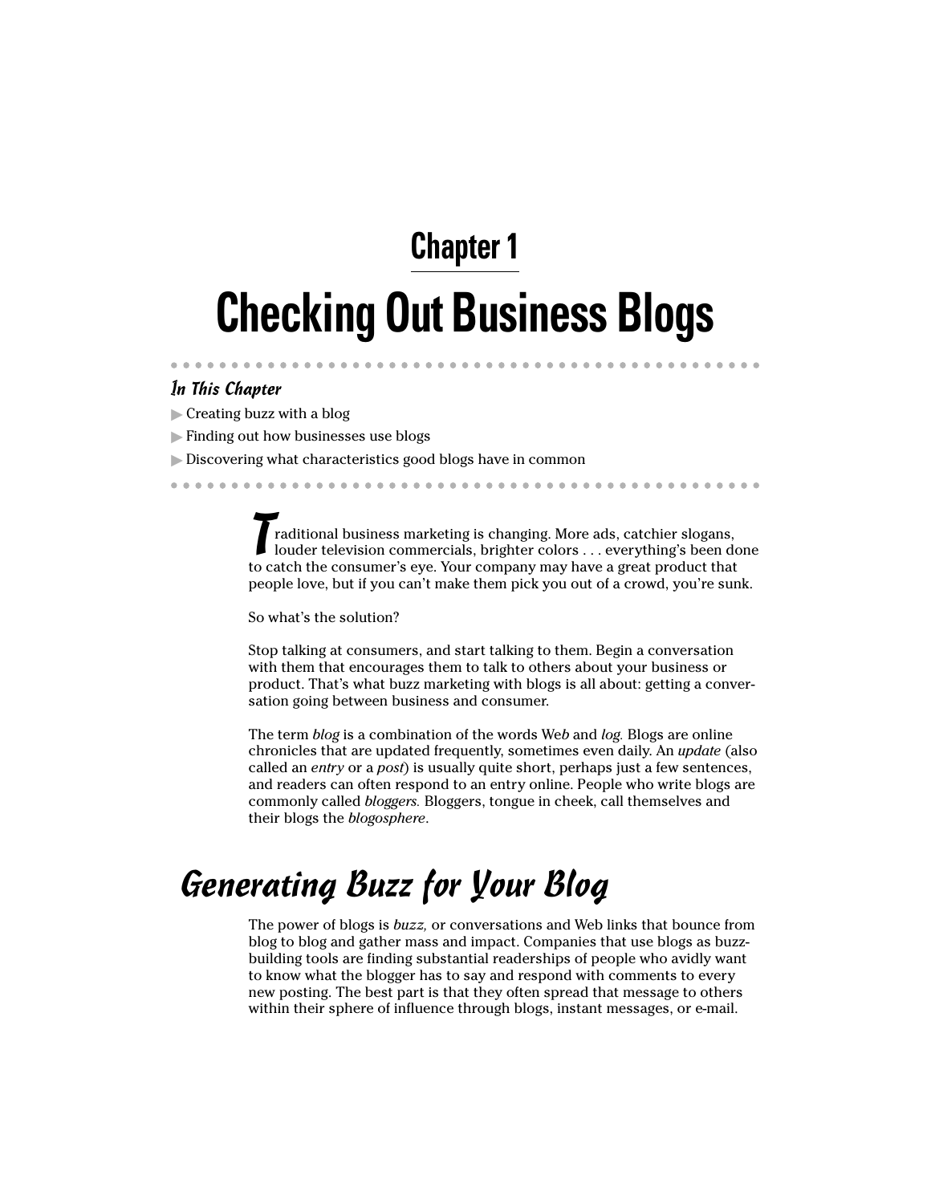# Chapter 1

# Checking Out Business Blogs

### *In This Chapter*

- Creating buzz with a blog
- Finding out how businesses use blogs
- Discovering what characteristics good blogs have in common

Traditional business marketing is changing. More ads, catchier slogans, louder television commercials, brighter colors . . . everything's been done to catch the consumer's eye. Your company may have a great product that people love, but if you can't make them pick you out of a crowd, you're sunk.

So what's the solution?

Stop talking at consumers, and start talking to them. Begin a conversation with them that encourages them to talk to others about your business or product. That's what buzz marketing with blogs is all about: getting a conversation going between business and consumer.

The term *blog* is a combination of the words We*b* and *log.* Blogs are online chronicles that are updated frequently, sometimes even daily. An *update* (also called an *entry* or a *post*) is usually quite short, perhaps just a few sentences, and readers can often respond to an entry online. People who write blogs are commonly called *bloggers.* Bloggers, tongue in cheek, call themselves and their blogs the *blogosphere*.

## *Generating Buzz for Your Blog*

The power of blogs is *buzz,* or conversations and Web links that bounce from blog to blog and gather mass and impact. Companies that use blogs as buzz-building tools are finding substantial readerships of people who avidly want to know what the blogger has to say and respond with comments to every new posting. The best part is that they often spread that message to others within their sphere of influence through blogs, instant messages, or e-mail.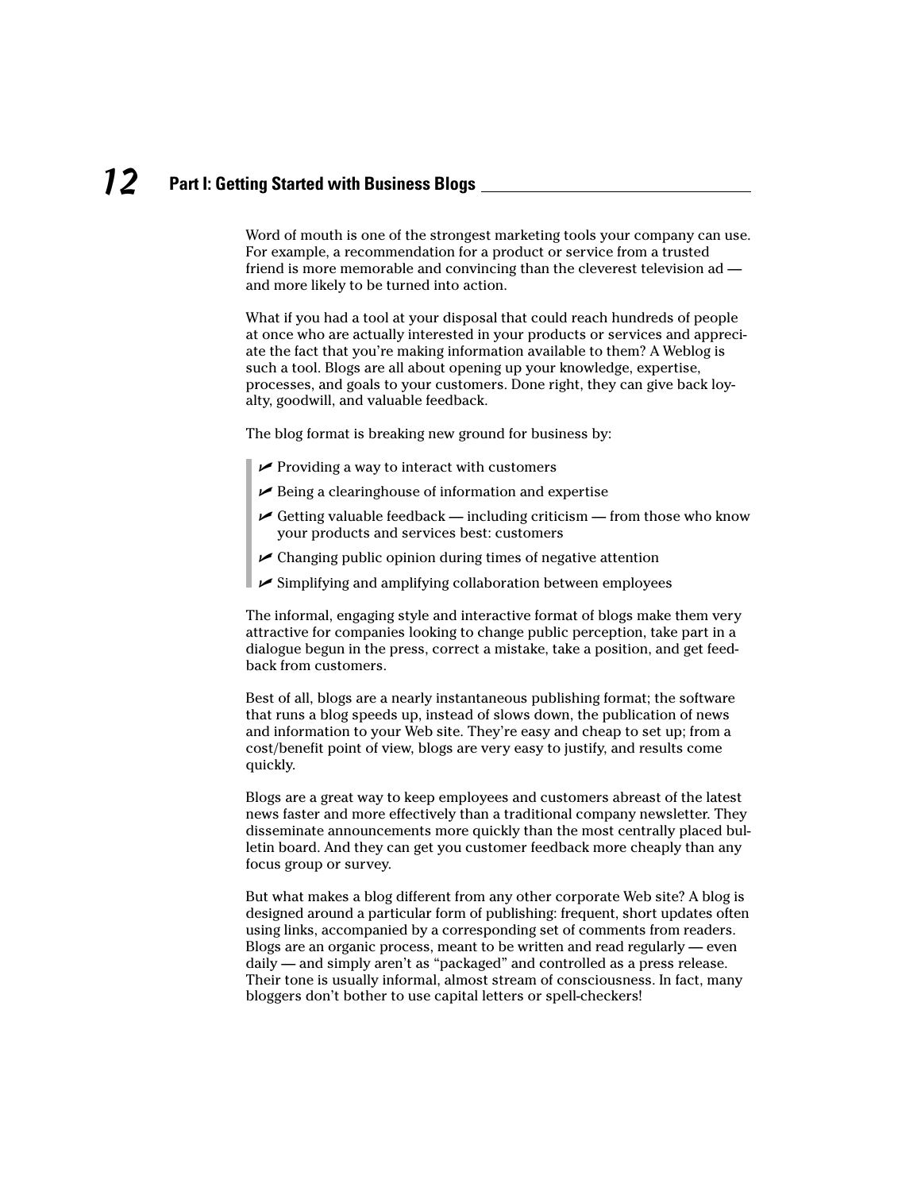Word of mouth is one of the strongest marketing tools your company can use. For example, a recommendation for a product or service from a trusted friend is more memorable and convincing than the cleverest television ad — and more likely to be turned into action.

What if you had a tool at your disposal that could reach hundreds of people at once who are actually interested in your products or services and appreciate the fact that you're making information available to them? A Weblog is such a tool. Blogs are all about opening up your knowledge, expertise, processes, and goals to your customers. Done right, they can give back loyalty, goodwill, and valuable feedback.

The blog format is breaking new ground for business by:

- Providing a way to interact with customers
- Being a clearinghouse of information and expertise
- Getting valuable feedback — including criticism — from those who know your products and services best: customers
- Changing public opinion during times of negative attention
- Simplifying and amplifying collaboration between employees

The informal, engaging style and interactive format of blogs make them very attractive for companies looking to change public perception, take part in a dialogue begun in the press, correct a mistake, take a position, and get feedback from customers.

Best of all, blogs are a nearly instantaneous publishing format; the software that runs a blog speeds up, instead of slows down, the publication of news and information to your Web site. They're easy and cheap to set up; from a cost/benefit point of view, blogs are very easy to justify, and results come quickly.

Blogs are a great way to keep employees and customers abreast of the latest news faster and more effectively than a traditional company newsletter. They disseminate announcements more quickly than the most centrally placed bulletin board. And they can get you customer feedback more cheaply than any focus group or survey.

But what makes a blog different from any other corporate Web site? A blog is designed around a particular form of publishing: frequent, short updates often using links, accompanied by a corresponding set of comments from readers. Blogs are an organic process, meant to be written and read regularly — even daily — and simply aren't as "packaged" and controlled as a press release. Their tone is usually informal, almost stream of consciousness. In fact, many bloggers don't bother to use capital letters or spell-checkers!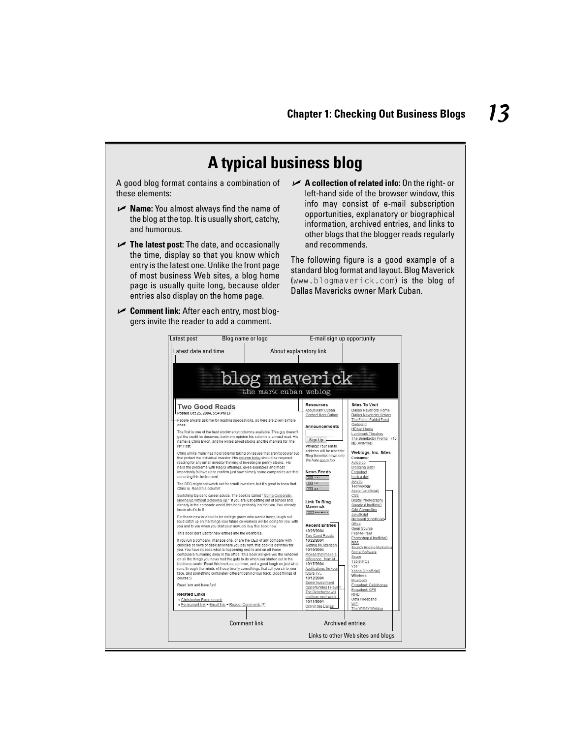## A typical business blog

A good blog format contains a combination of these elements:

- **Name:** You almost always find the name of the blog at the top. It is usually short, catchy, and humorous.
- **The latest post:** The date, and occasionally the time, display so that you know which entry is the latest one. Unlike the front page of most business Web sites, a blog home page is usually quite long, because older entries also display on the home page.
- **Comment link:** After each entry, most bloggers invite the reader to add a comment.
- **A collection of related info:** On the right- or left-hand side of the browser window, this info may consist of e-mail subscription opportunities, explanatory or biographical information, archived entries, and links to other blogs that the blogger reads regularly and recommends.

The following figure is a good example of a standard blog format and layout. Blog Maverick (www.blogmaverick.com) is the blog of Dallas Mavericks owner Mark Cuban.

Latest post | Blog name or logo | E-mail sign up opportunity | Latest date and time | About explanatory link | Comment link | Archived entries | Links to other Web sites and blogs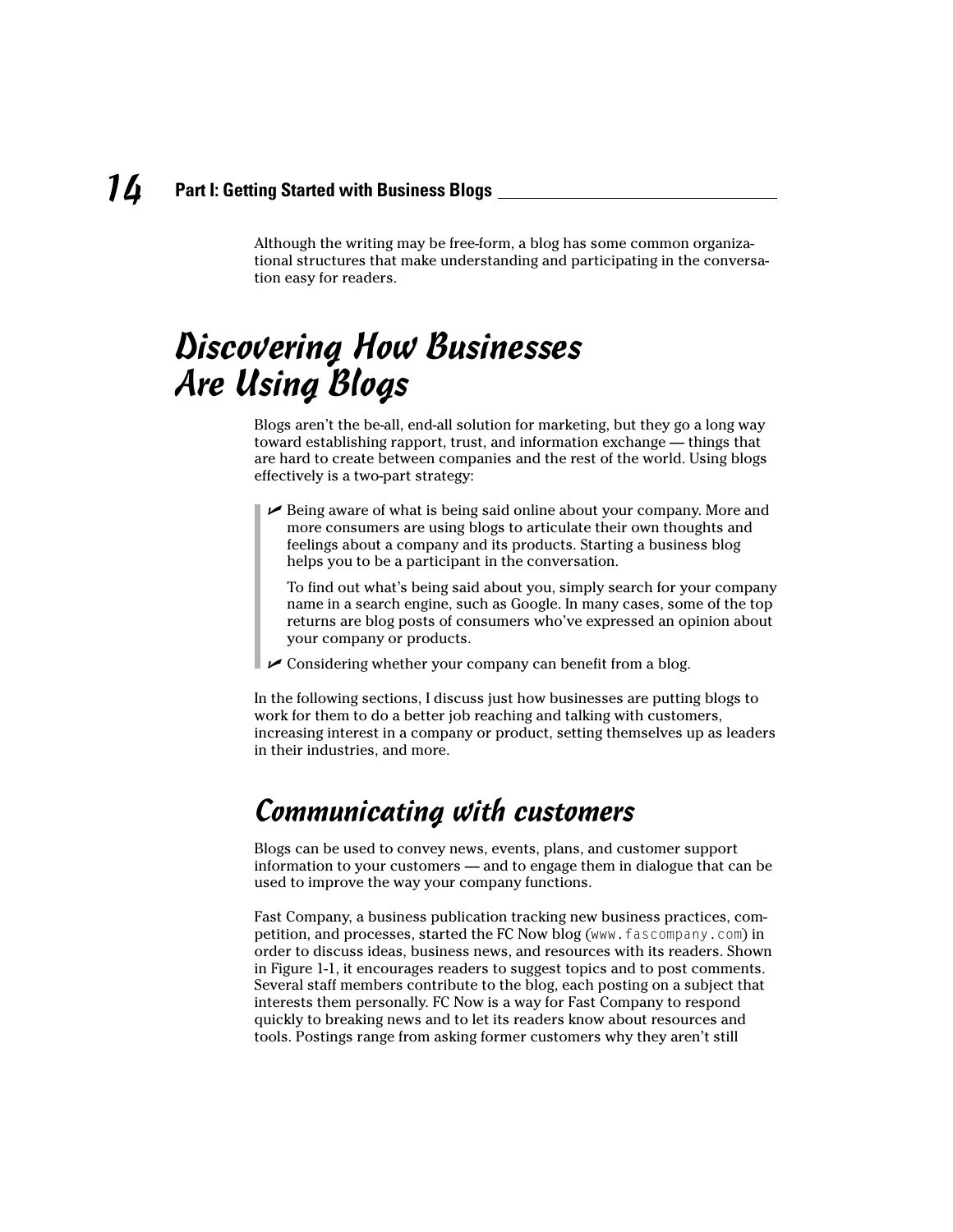Although the writing may be free-form, a blog has some common organizational structures that make understanding and participating in the conversation easy for readers.

# Discovering How Businesses Are Using Blogs

Blogs aren't the be-all, end-all solution for marketing, but they go a long way toward establishing rapport, trust, and information exchange — things that are hard to create between companies and the rest of the world. Using blogs effectively is a two-part strategy:

- Being aware of what is being said online about your company. More and more consumers are using blogs to articulate their own thoughts and feelings about a company and its products. Starting a business blog helps you to be a participant in the conversation.

  To find out what's being said about you, simply search for your company name in a search engine, such as Google. In many cases, some of the top returns are blog posts of consumers who've expressed an opinion about your company or products.

- Considering whether your company can benefit from a blog.

In the following sections, I discuss just how businesses are putting blogs to work for them to do a better job reaching and talking with customers, increasing interest in a company or product, setting themselves up as leaders in their industries, and more.

## Communicating with customers

Blogs can be used to convey news, events, plans, and customer support information to your customers — and to engage them in dialogue that can be used to improve the way your company functions.

Fast Company, a business publication tracking new business practices, competition, and processes, started the FC Now blog (`www.fascompany.com`) in order to discuss ideas, business news, and resources with its readers. Shown in Figure 1-1, it encourages readers to suggest topics and to post comments. Several staff members contribute to the blog, each posting on a subject that interests them personally. FC Now is a way for Fast Company to respond quickly to breaking news and to let its readers know about resources and tools. Postings range from asking former customers why they aren't still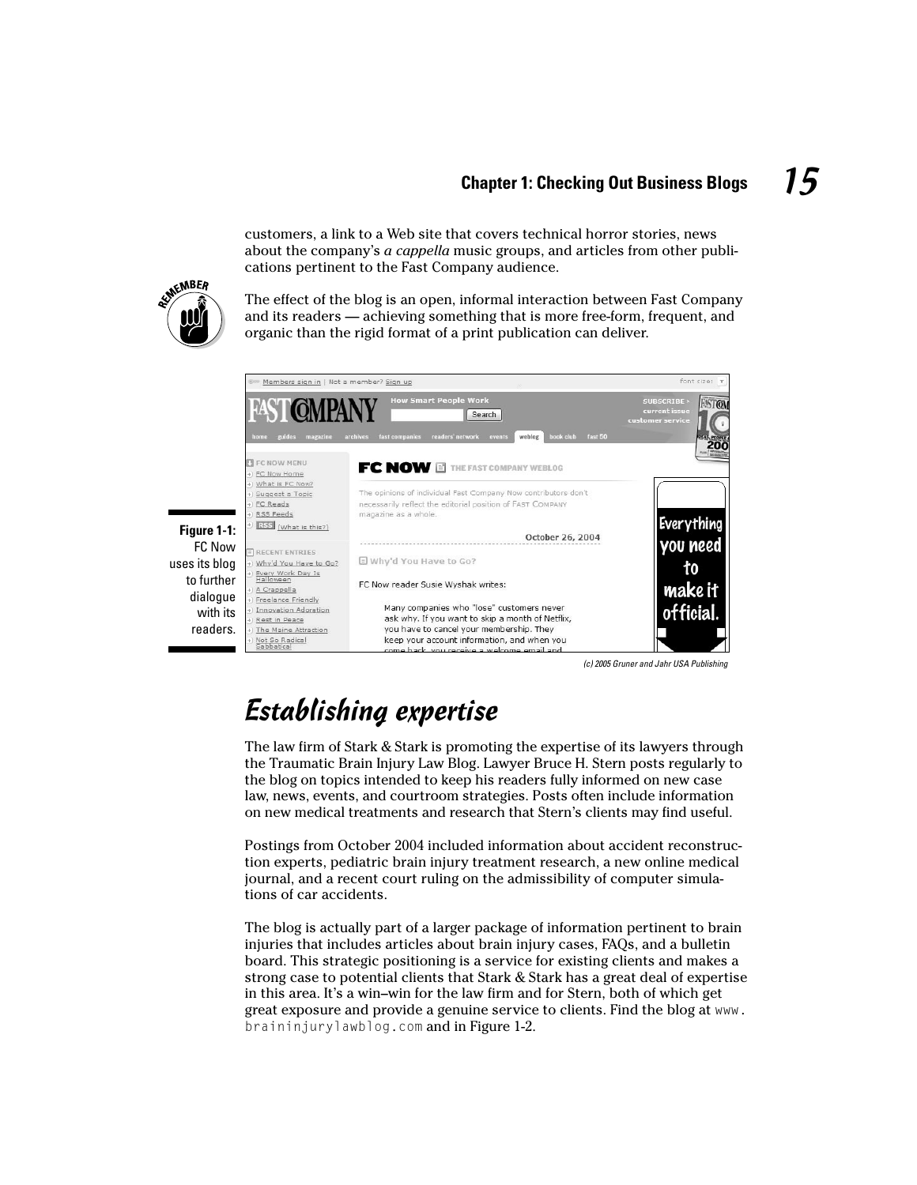customers, a link to a Web site that covers technical horror stories, news about the company's *a cappella* music groups, and articles from other publications pertinent to the Fast Company audience.

The effect of the blog is an open, informal interaction between Fast Company and its readers — achieving something that is more free-form, frequent, and organic than the rigid format of a print publication can deliver.

**Figure 1-1:** FC Now uses its blog to further dialogue with its readers.

(c) 2005 Gruner and Jahr USA Publishing

## *Establishing expertise*

The law firm of Stark & Stark is promoting the expertise of its lawyers through the Traumatic Brain Injury Law Blog. Lawyer Bruce H. Stern posts regularly to the blog on topics intended to keep his readers fully informed on new case law, news, events, and courtroom strategies. Posts often include information on new medical treatments and research that Stern's clients may find useful.

Postings from October 2004 included information about accident reconstruction experts, pediatric brain injury treatment research, a new online medical journal, and a recent court ruling on the admissibility of computer simulations of car accidents.

The blog is actually part of a larger package of information pertinent to brain injuries that includes articles about brain injury cases, FAQs, and a bulletin board. This strategic positioning is a service for existing clients and makes a strong case to potential clients that Stark & Stark has a great deal of expertise in this area. It's a win–win for the law firm and for Stern, both of which get great exposure and provide a genuine service to clients. Find the blog at `www.braininjurylawblog.com` and in Figure 1-2.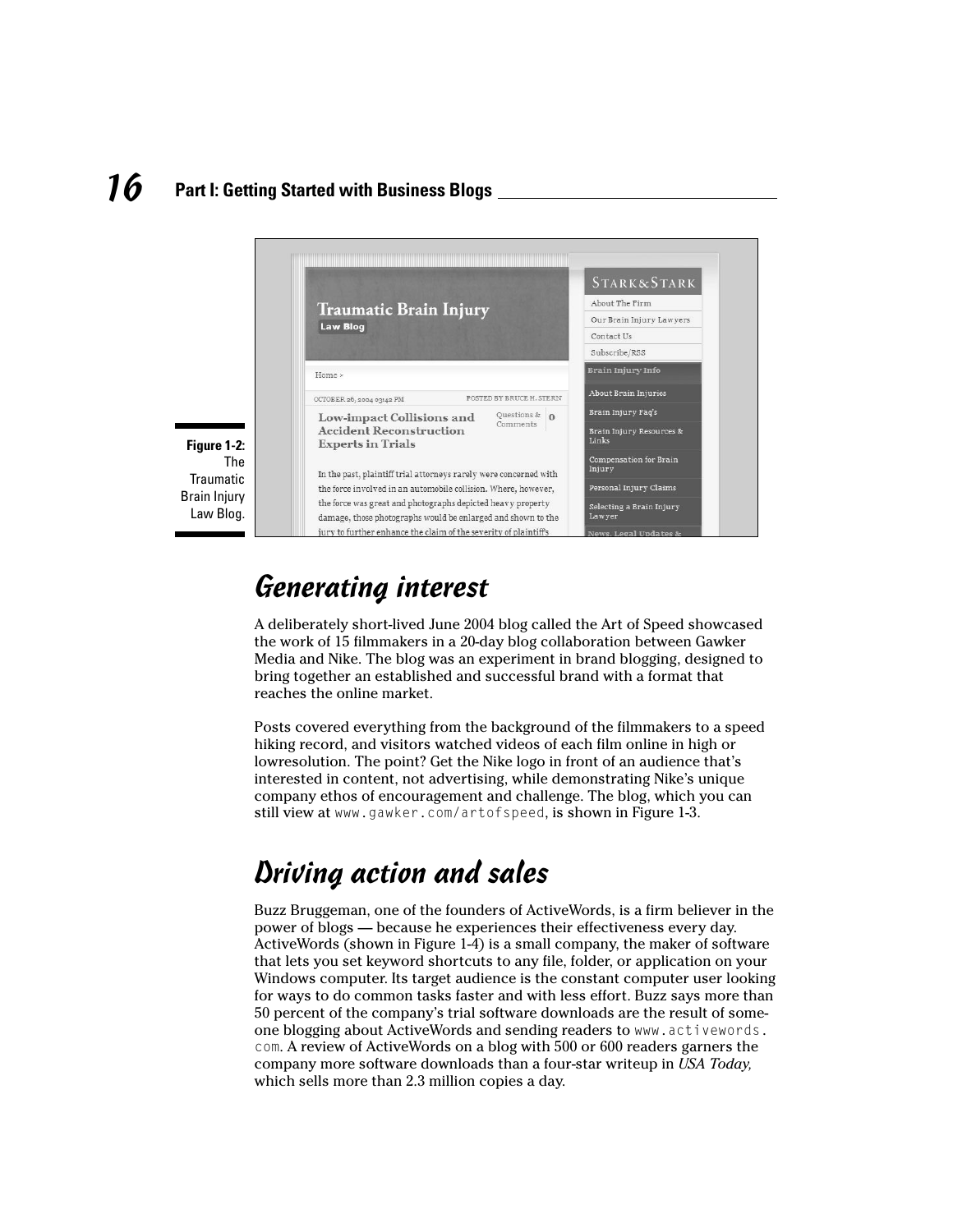**Figure 1-2:** The Traumatic Brain Injury Law Blog.

## Generating interest

A deliberately short-lived June 2004 blog called the Art of Speed showcased the work of 15 filmmakers in a 20-day blog collaboration between Gawker Media and Nike. The blog was an experiment in brand blogging, designed to bring together an established and successful brand with a format that reaches the online market.

Posts covered everything from the background of the filmmakers to a speed hiking record, and visitors watched videos of each film online in high or lowresolution. The point? Get the Nike logo in front of an audience that's interested in content, not advertising, while demonstrating Nike's unique company ethos of encouragement and challenge. The blog, which you can still view at `www.gawker.com/artofspeed`, is shown in Figure 1-3.

## Driving action and sales

Buzz Bruggeman, one of the founders of ActiveWords, is a firm believer in the power of blogs — because he experiences their effectiveness every day. ActiveWords (shown in Figure 1-4) is a small company, the maker of software that lets you set keyword shortcuts to any file, folder, or application on your Windows computer. Its target audience is the constant computer user looking for ways to do common tasks faster and with less effort. Buzz says more than 50 percent of the company's trial software downloads are the result of someone blogging about ActiveWords and sending readers to `www.activewords.com`. A review of ActiveWords on a blog with 500 or 600 readers garners the company more software downloads than a four-star writeup in *USA Today,* which sells more than 2.3 million copies a day.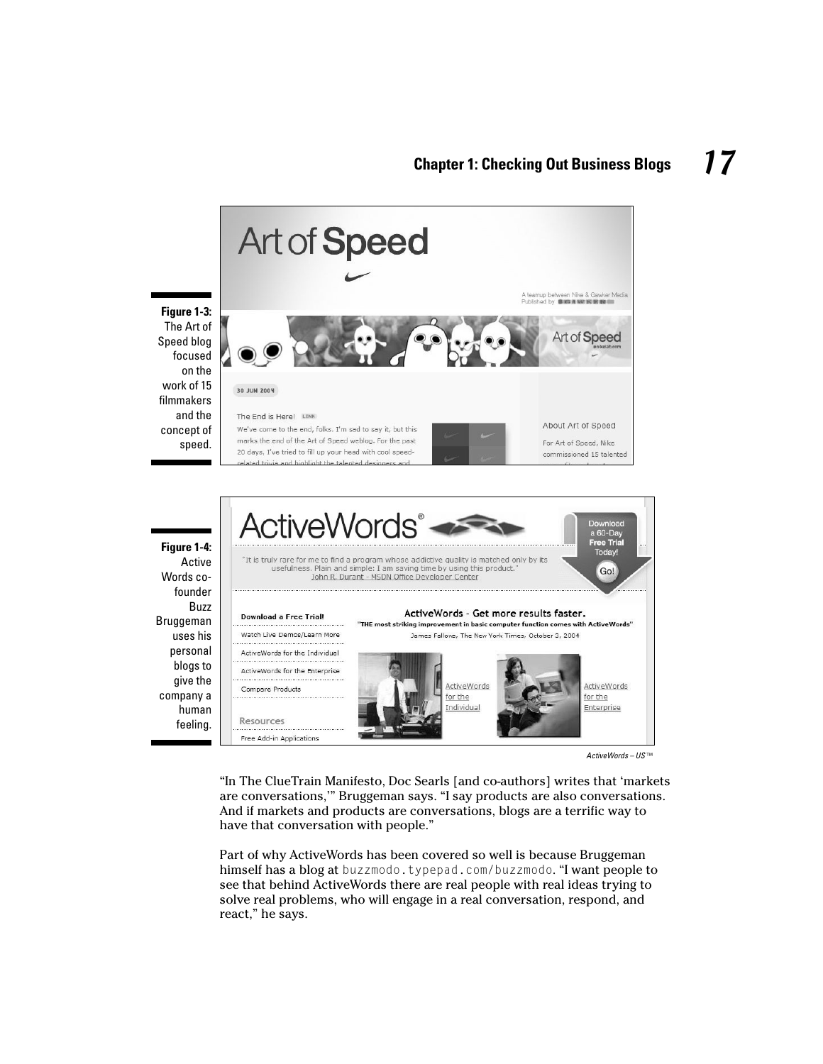**Figure 1-3:** The Art of Speed blog focused on the work of 15 filmmakers and the concept of speed.

**Figure 1-4:** Active Words co-founder Buzz Bruggeman uses his personal blogs to give the company a human feeling.

*ActiveWords – US™*

"In The ClueTrain Manifesto, Doc Searls [and co-authors] writes that 'markets are conversations,'" Bruggeman says. "I say products are also conversations. And if markets and products are conversations, blogs are a terrific way to have that conversation with people."

Part of why ActiveWords has been covered so well is because Bruggeman himself has a blog at `buzzmodo.typepad.com/buzzmodo`. "I want people to see that behind ActiveWords there are real people with real ideas trying to solve real problems, who will engage in a real conversation, respond, and react," he says.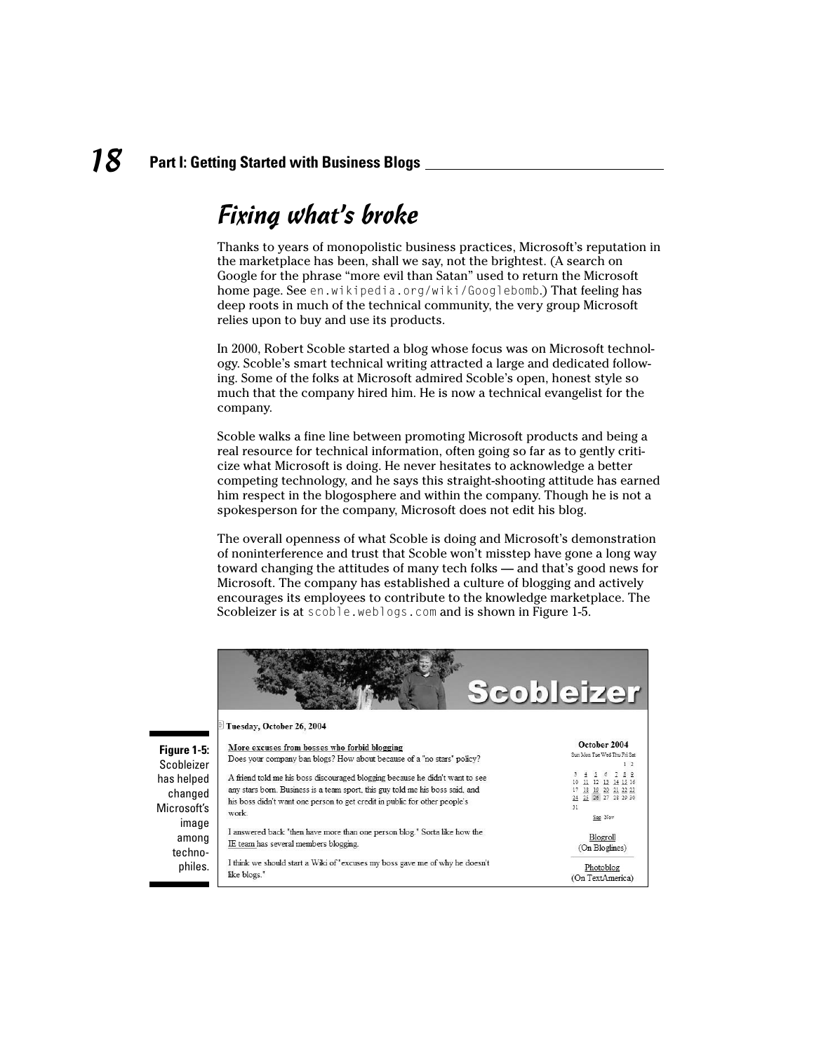## Fixing what's broke

Thanks to years of monopolistic business practices, Microsoft's reputation in the marketplace has been, shall we say, not the brightest. (A search on Google for the phrase "more evil than Satan" used to return the Microsoft home page. See en.wikipedia.org/wiki/Googlebomb.) That feeling has deep roots in much of the technical community, the very group Microsoft relies upon to buy and use its products.

In 2000, Robert Scoble started a blog whose focus was on Microsoft technology. Scoble's smart technical writing attracted a large and dedicated following. Some of the folks at Microsoft admired Scoble's open, honest style so much that the company hired him. He is now a technical evangelist for the company.

Scoble walks a fine line between promoting Microsoft products and being a real resource for technical information, often going so far as to gently criticize what Microsoft is doing. He never hesitates to acknowledge a better competing technology, and he says this straight-shooting attitude has earned him respect in the blogosphere and within the company. Though he is not a spokesperson for the company, Microsoft does not edit his blog.

The overall openness of what Scoble is doing and Microsoft's demonstration of noninterference and trust that Scoble won't misstep have gone a long way toward changing the attitudes of many tech folks — and that's good news for Microsoft. The company has established a culture of blogging and actively encourages its employees to contribute to the knowledge marketplace. The Scobleizer is at scoble.weblogs.com and is shown in Figure 1-5.

**Figure 1-5:** Scobleizer has helped changed Microsoft's image among technophiles.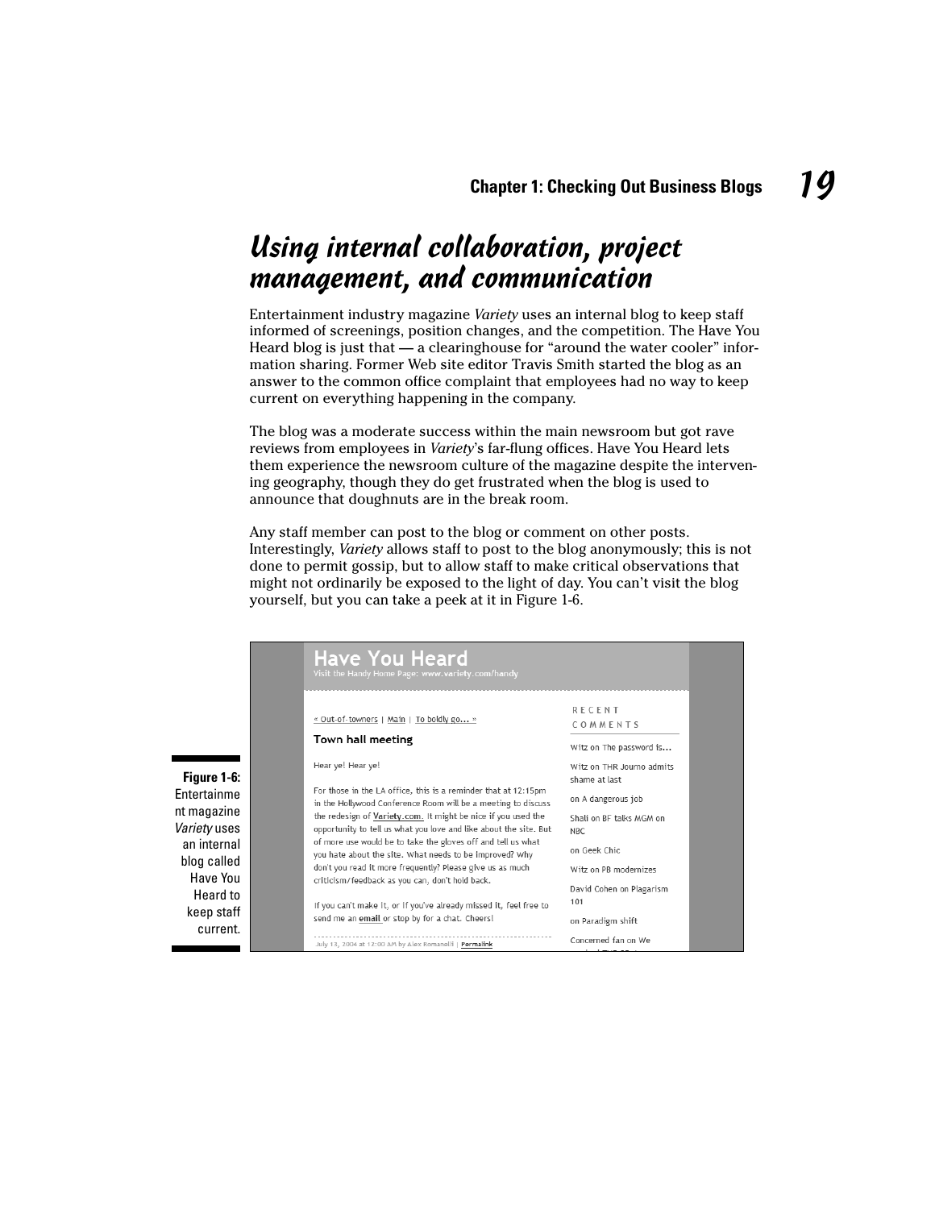## Using internal collaboration, project management, and communication

Entertainment industry magazine *Variety* uses an internal blog to keep staff informed of screenings, position changes, and the competition. The Have You Heard blog is just that — a clearinghouse for "around the water cooler" information sharing. Former Web site editor Travis Smith started the blog as an answer to the common office complaint that employees had no way to keep current on everything happening in the company.

The blog was a moderate success within the main newsroom but got rave reviews from employees in *Variety*'s far-flung offices. Have You Heard lets them experience the newsroom culture of the magazine despite the intervening geography, though they do get frustrated when the blog is used to announce that doughnuts are in the break room.

Any staff member can post to the blog or comment on other posts. Interestingly, *Variety* allows staff to post to the blog anonymously; this is not done to permit gossip, but to allow staff to make critical observations that might not ordinarily be exposed to the light of day. You can't visit the blog yourself, but you can take a peek at it in Figure 1-6.

**Figure 1-6:** Entertainment magazine *Variety* uses an internal blog called Have You Heard to keep staff current.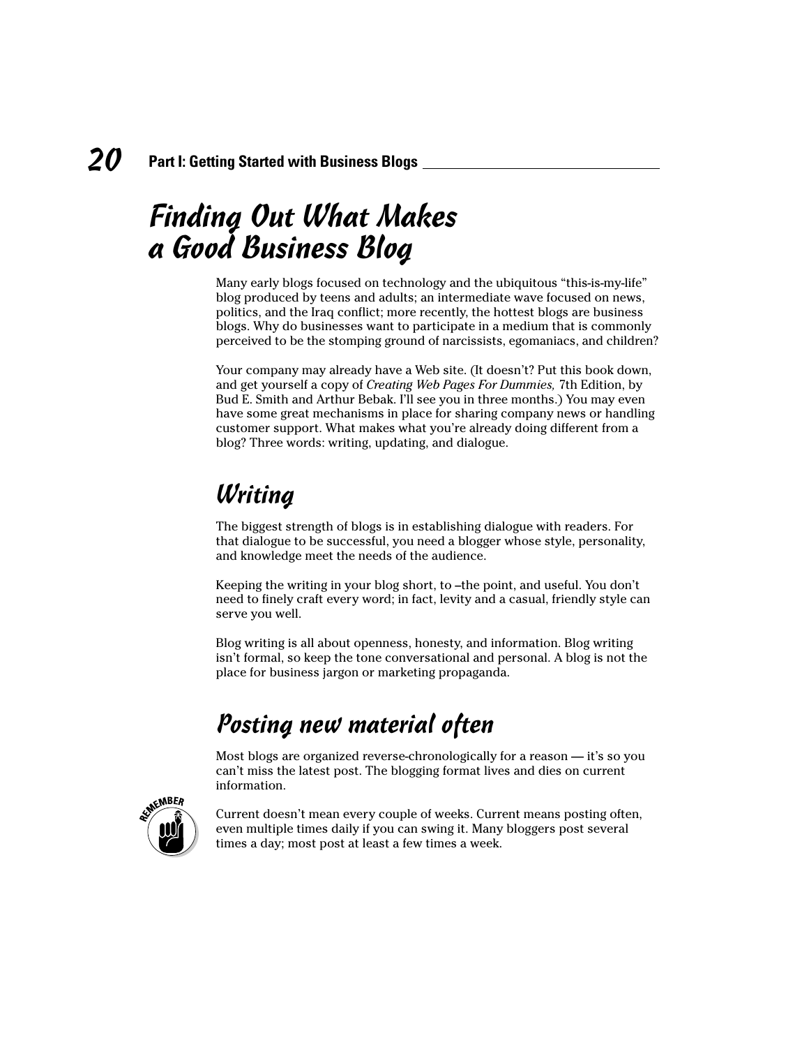# Finding Out What Makes a Good Business Blog

Many early blogs focused on technology and the ubiquitous "this-is-my-life" blog produced by teens and adults; an intermediate wave focused on news, politics, and the Iraq conflict; more recently, the hottest blogs are business blogs. Why do businesses want to participate in a medium that is commonly perceived to be the stomping ground of narcissists, egomaniacs, and children?

Your company may already have a Web site. (It doesn't? Put this book down, and get yourself a copy of *Creating Web Pages For Dummies,* 7th Edition, by Bud E. Smith and Arthur Bebak. I'll see you in three months.) You may even have some great mechanisms in place for sharing company news or handling customer support. What makes what you're already doing different from a blog? Three words: writing, updating, and dialogue.

## Writing

The biggest strength of blogs is in establishing dialogue with readers. For that dialogue to be successful, you need a blogger whose style, personality, and knowledge meet the needs of the audience.

Keeping the writing in your blog short, to –the point, and useful. You don't need to finely craft every word; in fact, levity and a casual, friendly style can serve you well.

Blog writing is all about openness, honesty, and information. Blog writing isn't formal, so keep the tone conversational and personal. A blog is not the place for business jargon or marketing propaganda.

## Posting new material often

Most blogs are organized reverse-chronologically for a reason — it's so you can't miss the latest post. The blogging format lives and dies on current information.

REMEMBER

Current doesn't mean every couple of weeks. Current means posting often, even multiple times daily if you can swing it. Many bloggers post several times a day; most post at least a few times a week.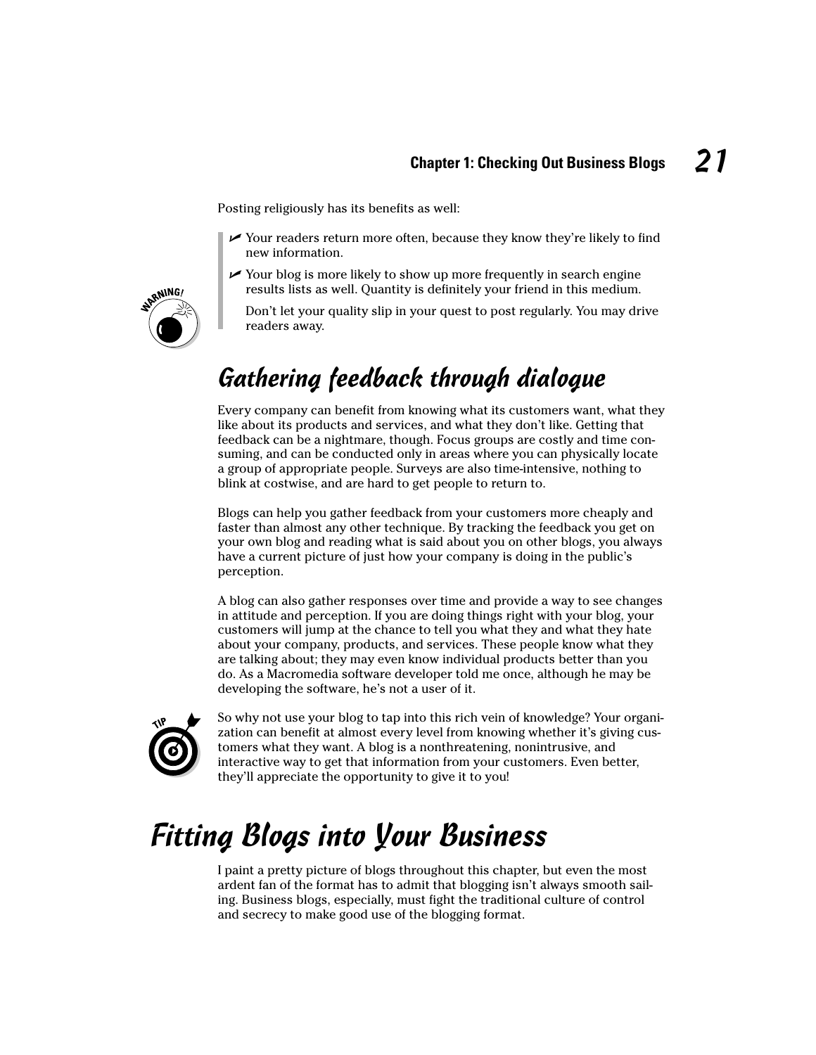Posting religiously has its benefits as well:

- Your readers return more often, because they know they're likely to find new information.
- Your blog is more likely to show up more frequently in search engine results lists as well. Quantity is definitely your friend in this medium.

WARNING! Don't let your quality slip in your quest to post regularly. You may drive readers away.

## Gathering feedback through dialogue

Every company can benefit from knowing what its customers want, what they like about its products and services, and what they don't like. Getting that feedback can be a nightmare, though. Focus groups are costly and time consuming, and can be conducted only in areas where you can physically locate a group of appropriate people. Surveys are also time-intensive, nothing to blink at costwise, and are hard to get people to return to.

Blogs can help you gather feedback from your customers more cheaply and faster than almost any other technique. By tracking the feedback you get on your own blog and reading what is said about you on other blogs, you always have a current picture of just how your company is doing in the public's perception.

A blog can also gather responses over time and provide a way to see changes in attitude and perception. If you are doing things right with your blog, your customers will jump at the chance to tell you what they and what they hate about your company, products, and services. These people know what they are talking about; they may even know individual products better than you do. As a Macromedia software developer told me once, although he may be developing the software, he's not a user of it.

TIP: So why not use your blog to tap into this rich vein of knowledge? Your organization can benefit at almost every level from knowing whether it's giving customers what they want. A blog is a nonthreatening, nonintrusive, and interactive way to get that information from your customers. Even better, they'll appreciate the opportunity to give it to you!

# Fitting Blogs into Your Business

I paint a pretty picture of blogs throughout this chapter, but even the most ardent fan of the format has to admit that blogging isn't always smooth sailing. Business blogs, especially, must fight the traditional culture of control and secrecy to make good use of the blogging format.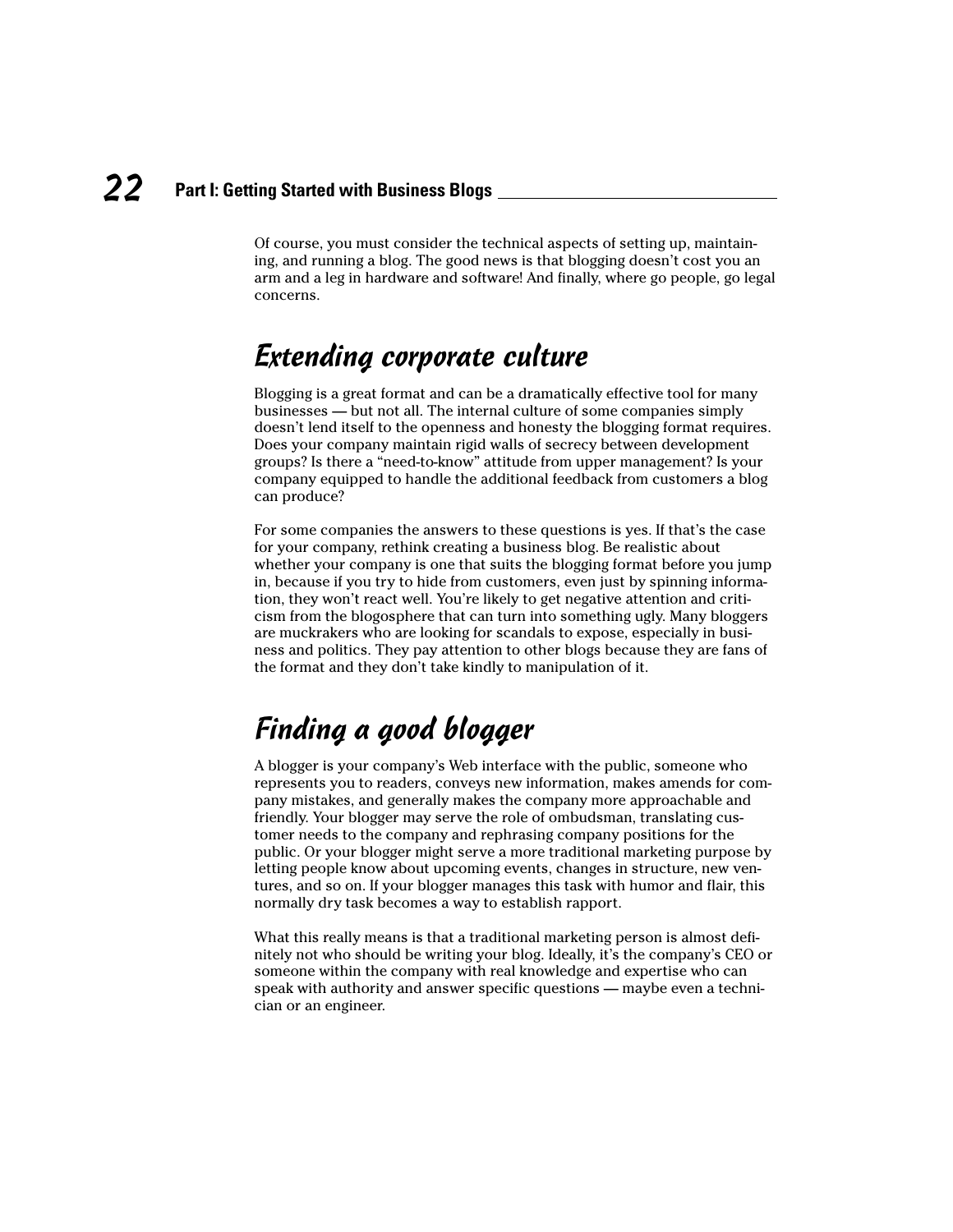Of course, you must consider the technical aspects of setting up, maintaining, and running a blog. The good news is that blogging doesn't cost you an arm and a leg in hardware and software! And finally, where go people, go legal concerns.

## Extending corporate culture

Blogging is a great format and can be a dramatically effective tool for many businesses — but not all. The internal culture of some companies simply doesn't lend itself to the openness and honesty the blogging format requires. Does your company maintain rigid walls of secrecy between development groups? Is there a "need-to-know" attitude from upper management? Is your company equipped to handle the additional feedback from customers a blog can produce?

For some companies the answers to these questions is yes. If that's the case for your company, rethink creating a business blog. Be realistic about whether your company is one that suits the blogging format before you jump in, because if you try to hide from customers, even just by spinning information, they won't react well. You're likely to get negative attention and criticism from the blogosphere that can turn into something ugly. Many bloggers are muckrakers who are looking for scandals to expose, especially in business and politics. They pay attention to other blogs because they are fans of the format and they don't take kindly to manipulation of it.

## Finding a good blogger

A blogger is your company's Web interface with the public, someone who represents you to readers, conveys new information, makes amends for company mistakes, and generally makes the company more approachable and friendly. Your blogger may serve the role of ombudsman, translating customer needs to the company and rephrasing company positions for the public. Or your blogger might serve a more traditional marketing purpose by letting people know about upcoming events, changes in structure, new ventures, and so on. If your blogger manages this task with humor and flair, this normally dry task becomes a way to establish rapport.

What this really means is that a traditional marketing person is almost definitely not who should be writing your blog. Ideally, it's the company's CEO or someone within the company with real knowledge and expertise who can speak with authority and answer specific questions — maybe even a technician or an engineer.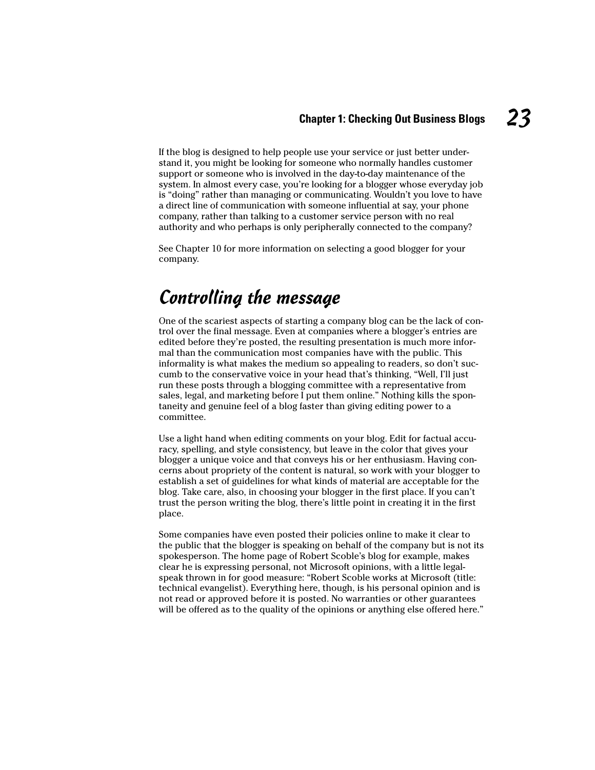If the blog is designed to help people use your service or just better understand it, you might be looking for someone who normally handles customer support or someone who is involved in the day-to-day maintenance of the system. In almost every case, you're looking for a blogger whose everyday job is "doing" rather than managing or communicating. Wouldn't you love to have a direct line of communication with someone influential at say, your phone company, rather than talking to a customer service person with no real authority and who perhaps is only peripherally connected to the company?

See Chapter 10 for more information on selecting a good blogger for your company.

## *Controlling the message*

One of the scariest aspects of starting a company blog can be the lack of control over the final message. Even at companies where a blogger's entries are edited before they're posted, the resulting presentation is much more informal than the communication most companies have with the public. This informality is what makes the medium so appealing to readers, so don't succumb to the conservative voice in your head that's thinking, "Well, I'll just run these posts through a blogging committee with a representative from sales, legal, and marketing before I put them online." Nothing kills the spontaneity and genuine feel of a blog faster than giving editing power to a committee.

Use a light hand when editing comments on your blog. Edit for factual accuracy, spelling, and style consistency, but leave in the color that gives your blogger a unique voice and that conveys his or her enthusiasm. Having concerns about propriety of the content is natural, so work with your blogger to establish a set of guidelines for what kinds of material are acceptable for the blog. Take care, also, in choosing your blogger in the first place. If you can't trust the person writing the blog, there's little point in creating it in the first place.

Some companies have even posted their policies online to make it clear to the public that the blogger is speaking on behalf of the company but is not its spokesperson. The home page of Robert Scoble's blog for example, makes clear he is expressing personal, not Microsoft opinions, with a little legal-speak thrown in for good measure: "Robert Scoble works at Microsoft (title: technical evangelist). Everything here, though, is his personal opinion and is not read or approved before it is posted. No warranties or other guarantees will be offered as to the quality of the opinions or anything else offered here."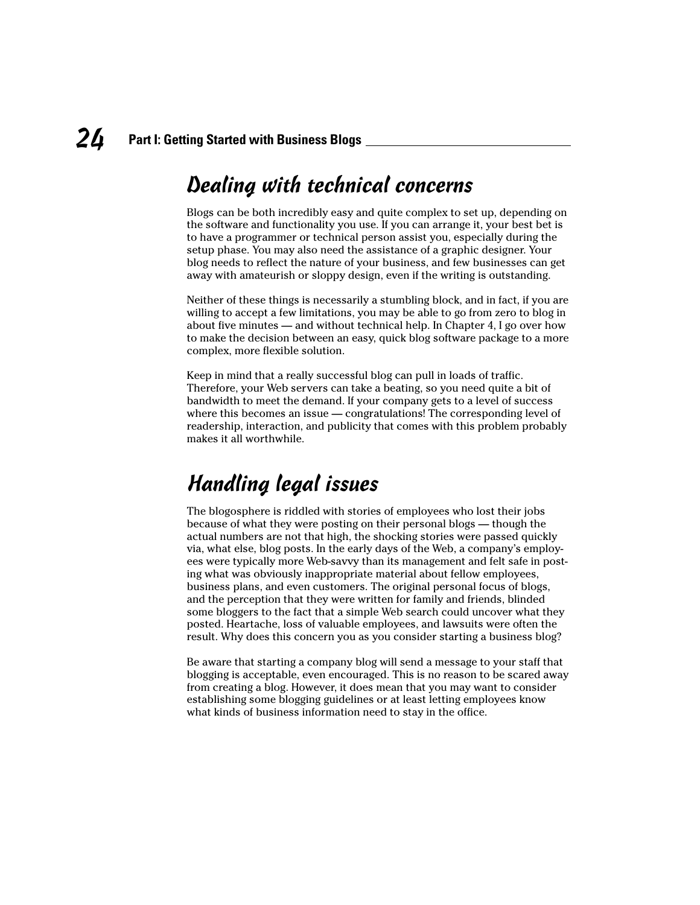## Dealing with technical concerns

Blogs can be both incredibly easy and quite complex to set up, depending on the software and functionality you use. If you can arrange it, your best bet is to have a programmer or technical person assist you, especially during the setup phase. You may also need the assistance of a graphic designer. Your blog needs to reflect the nature of your business, and few businesses can get away with amateurish or sloppy design, even if the writing is outstanding.

Neither of these things is necessarily a stumbling block, and in fact, if you are willing to accept a few limitations, you may be able to go from zero to blog in about five minutes — and without technical help. In Chapter 4, I go over how to make the decision between an easy, quick blog software package to a more complex, more flexible solution.

Keep in mind that a really successful blog can pull in loads of traffic. Therefore, your Web servers can take a beating, so you need quite a bit of bandwidth to meet the demand. If your company gets to a level of success where this becomes an issue — congratulations! The corresponding level of readership, interaction, and publicity that comes with this problem probably makes it all worthwhile.

## Handling legal issues

The blogosphere is riddled with stories of employees who lost their jobs because of what they were posting on their personal blogs — though the actual numbers are not that high, the shocking stories were passed quickly via, what else, blog posts. In the early days of the Web, a company's employees were typically more Web-savvy than its management and felt safe in posting what was obviously inappropriate material about fellow employees, business plans, and even customers. The original personal focus of blogs, and the perception that they were written for family and friends, blinded some bloggers to the fact that a simple Web search could uncover what they posted. Heartache, loss of valuable employees, and lawsuits were often the result. Why does this concern you as you consider starting a business blog?

Be aware that starting a company blog will send a message to your staff that blogging is acceptable, even encouraged. This is no reason to be scared away from creating a blog. However, it does mean that you may want to consider establishing some blogging guidelines or at least letting employees know what kinds of business information need to stay in the office.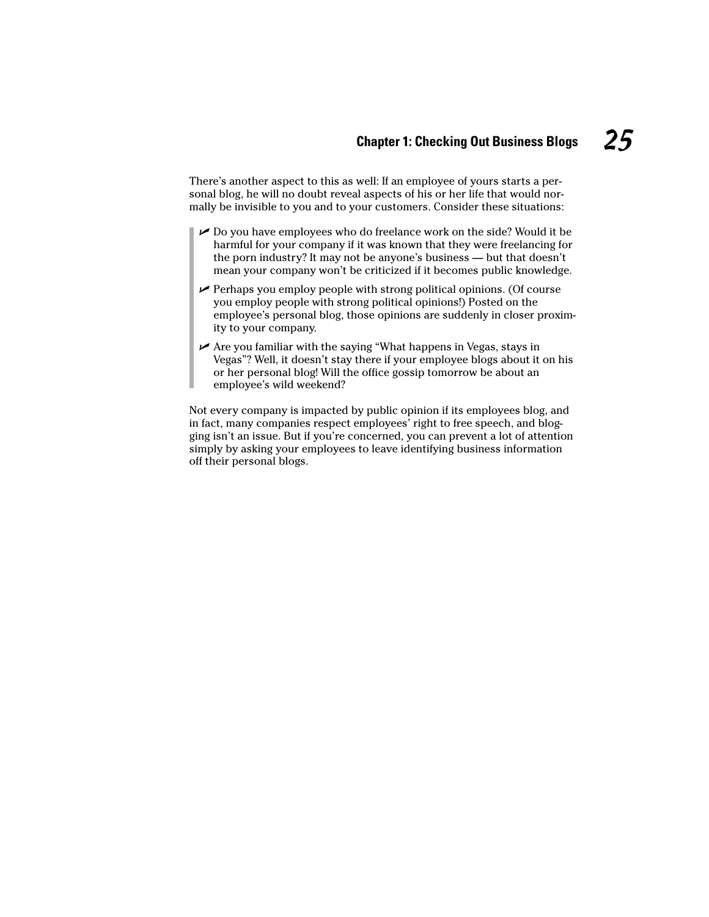There's another aspect to this as well: If an employee of yours starts a personal blog, he will no doubt reveal aspects of his or her life that would normally be invisible to you and to your customers. Consider these situations:

- Do you have employees who do freelance work on the side? Would it be harmful for your company if it was known that they were freelancing for the porn industry? It may not be anyone's business — but that doesn't mean your company won't be criticized if it becomes public knowledge.
- Perhaps you employ people with strong political opinions. (Of course you employ people with strong political opinions!) Posted on the employee's personal blog, those opinions are suddenly in closer proximity to your company.
- Are you familiar with the saying "What happens in Vegas, stays in Vegas"? Well, it doesn't stay there if your employee blogs about it on his or her personal blog! Will the office gossip tomorrow be about an employee's wild weekend?

Not every company is impacted by public opinion if its employees blog, and in fact, many companies respect employees' right to free speech, and blogging isn't an issue. But if you're concerned, you can prevent a lot of attention simply by asking your employees to leave identifying business information off their personal blogs.